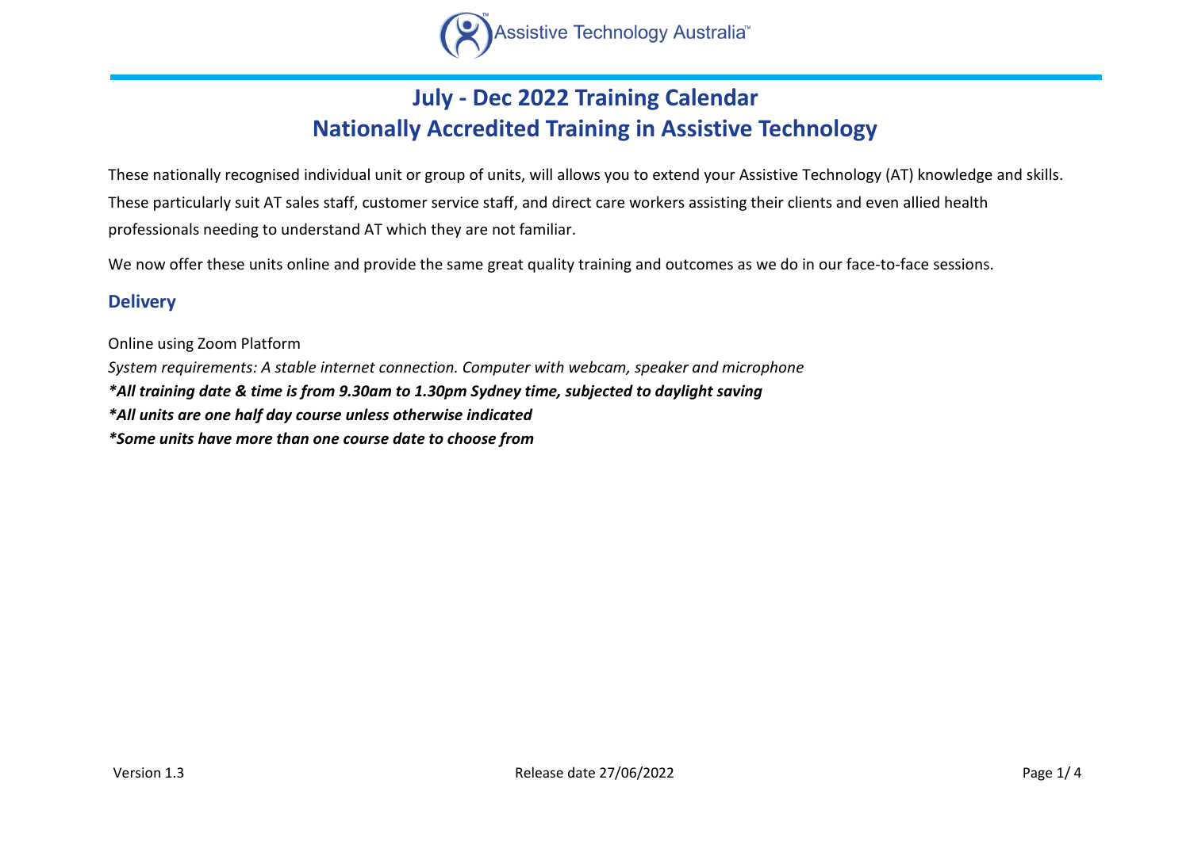Assistive Technology Australia™

# July - Dec 2022 Training Calendar
# Nationally Accredited Training in Assistive Technology

These nationally recognised individual unit or group of units, will allows you to extend your Assistive Technology (AT) knowledge and skills. These particularly suit AT sales staff, customer service staff, and direct care workers assisting their clients and even allied health professionals needing to understand AT which they are not familiar.

We now offer these units online and provide the same great quality training and outcomes as we do in our face-to-face sessions.

## Delivery

Online using Zoom Platform

*System requirements: A stable internet connection. Computer with webcam, speaker and microphone*

***All training date & time is from 9.30am to 1.30pm Sydney time, subjected to daylight saving***

***All units are one half day course unless otherwise indicated***

***Some units have more than one course date to choose from***

Version 1.3 Release date 27/06/2022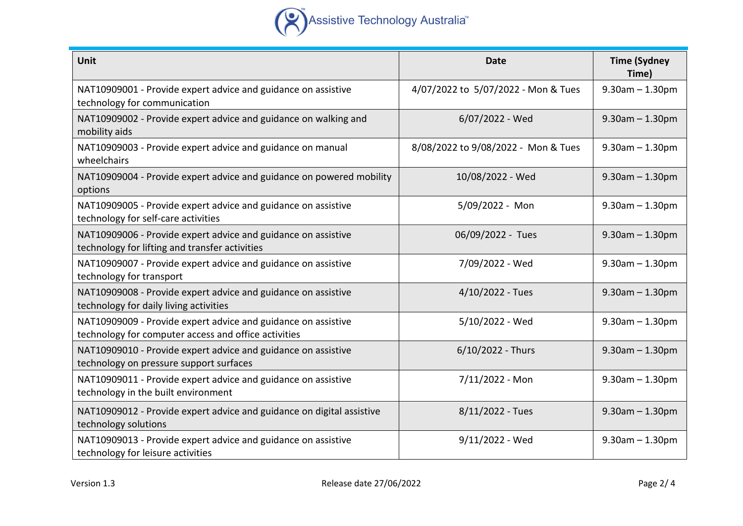| Unit | Date | Time (Sydney Time) |
|---|---|---|
| NAT10909001 - Provide expert advice and guidance on assistive technology for communication | 4/07/2022 to 5/07/2022 - Mon & Tues | 9.30am – 1.30pm |
| NAT10909002 - Provide expert advice and guidance on walking and mobility aids | 6/07/2022 - Wed | 9.30am – 1.30pm |
| NAT10909003 - Provide expert advice and guidance on manual wheelchairs | 8/08/2022 to 9/08/2022 - Mon & Tues | 9.30am – 1.30pm |
| NAT10909004 - Provide expert advice and guidance on powered mobility options | 10/08/2022 - Wed | 9.30am – 1.30pm |
| NAT10909005 - Provide expert advice and guidance on assistive technology for self-care activities | 5/09/2022 - Mon | 9.30am – 1.30pm |
| NAT10909006 - Provide expert advice and guidance on assistive technology for lifting and transfer activities | 06/09/2022 - Tues | 9.30am – 1.30pm |
| NAT10909007 - Provide expert advice and guidance on assistive technology for transport | 7/09/2022 - Wed | 9.30am – 1.30pm |
| NAT10909008 - Provide expert advice and guidance on assistive technology for daily living activities | 4/10/2022 - Tues | 9.30am – 1.30pm |
| NAT10909009 - Provide expert advice and guidance on assistive technology for computer access and office activities | 5/10/2022 - Wed | 9.30am – 1.30pm |
| NAT10909010 - Provide expert advice and guidance on assistive technology on pressure support surfaces | 6/10/2022 - Thurs | 9.30am – 1.30pm |
| NAT10909011 - Provide expert advice and guidance on assistive technology in the built environment | 7/11/2022 - Mon | 9.30am – 1.30pm |
| NAT10909012 - Provide expert advice and guidance on digital assistive technology solutions | 8/11/2022 - Tues | 9.30am – 1.30pm |
| NAT10909013 - Provide expert advice and guidance on assistive technology for leisure activities | 9/11/2022 - Wed | 9.30am – 1.30pm |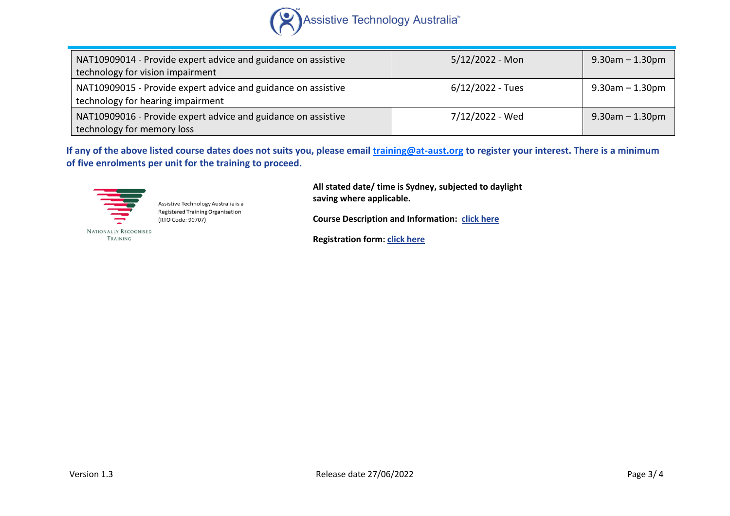| | | |
|---|---|---|
| NAT10909014 - Provide expert advice and guidance on assistive technology for vision impairment | 5/12/2022 - Mon | 9.30am – 1.30pm |
| NAT10909015 - Provide expert advice and guidance on assistive technology for hearing impairment | 6/12/2022 - Tues | 9.30am – 1.30pm |
| NAT10909016 - Provide expert advice and guidance on assistive technology for memory loss | 7/12/2022 - Wed | 9.30am – 1.30pm |

**If any of the above listed course dates does not suits you, please email training@at-aust.org to register your interest. There is a minimum of five enrolments per unit for the training to proceed.**

Assistive Technology Australia is a Registered Training Organisation (RTO Code: 90707)

NATIONALLY RECOGNISED TRAINING

**All stated date/ time is Sydney, subjected to daylight saving where applicable.**

**Course Description and Information: click here**

**Registration form: click here**